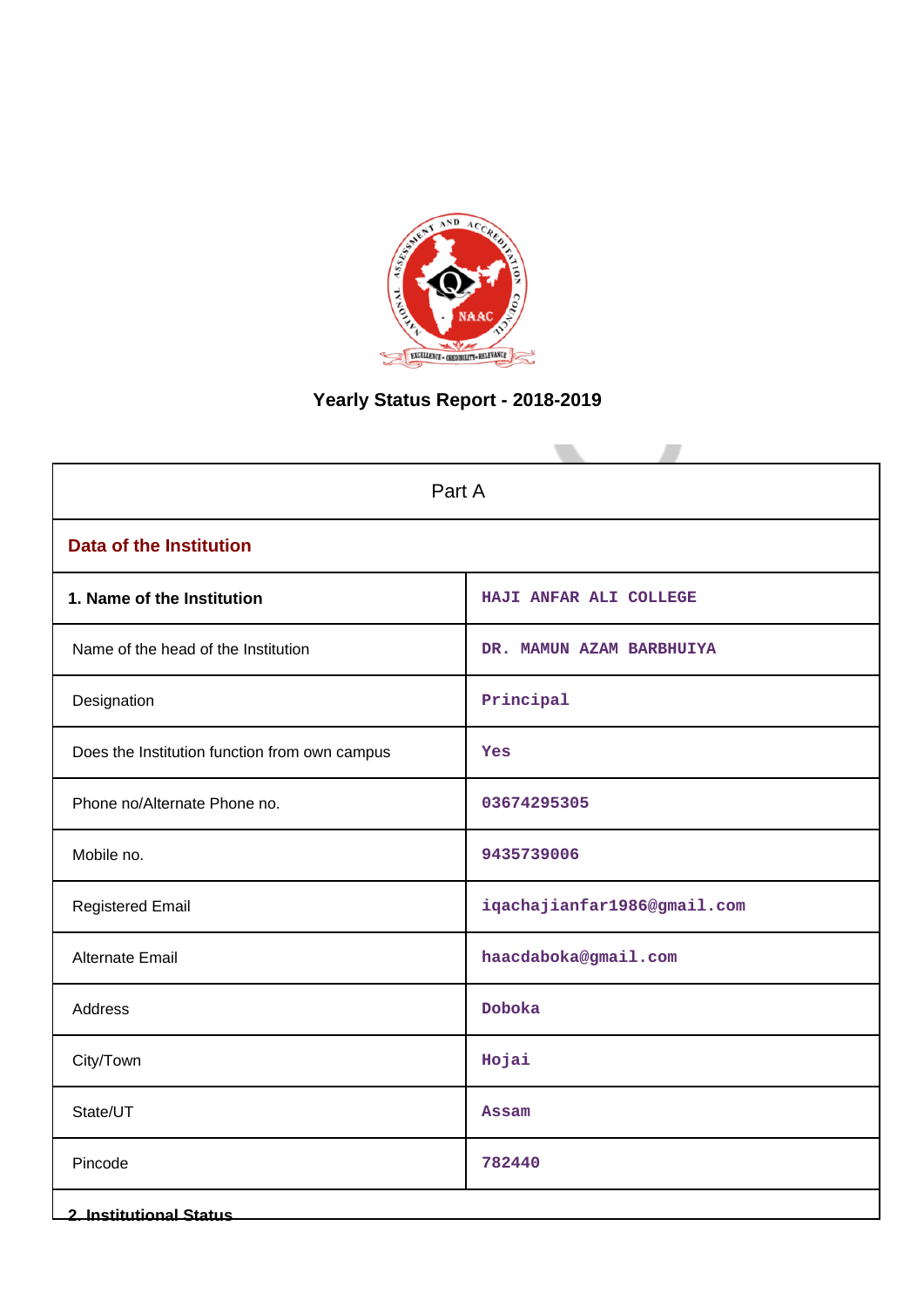# Yearly Status Report - 2018-2019

| Part A | |
|---|---|
| **Data of the Institution** | |
| **1. Name of the Institution** | HAJI ANFAR ALI COLLEGE |
| Name of the head of the Institution | DR. MAMUN AZAM BARBHUIYA |
| Designation | Principal |
| Does the Institution function from own campus | Yes |
| Phone no/Alternate Phone no. | 03674295305 |
| Mobile no. | 9435739006 |
| Registered Email | iqachajianfar1986@gmail.com |
| Alternate Email | haacdaboka@gmail.com |
| Address | Doboka |
| City/Town | Hojai |
| State/UT | Assam |
| Pincode | 782440 |

**2. Institutional Status**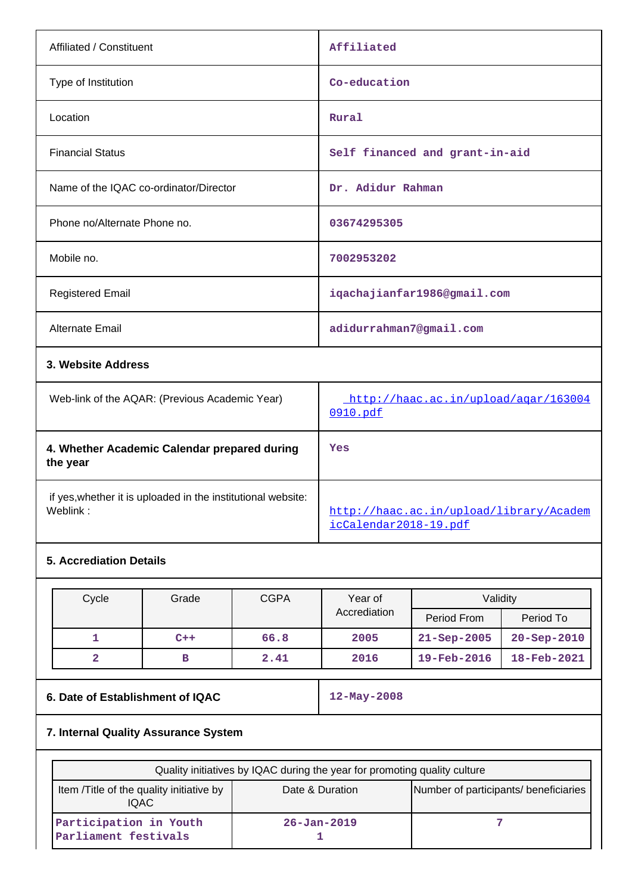| | |
|---|---|
| Affiliated / Constituent | Affiliated |
| Type of Institution | Co-education |
| Location | Rural |
| Financial Status | Self financed and grant-in-aid |
| Name of the IQAC co-ordinator/Director | Dr. Adidur Rahman |
| Phone no/Alternate Phone no. | 03674295305 |
| Mobile no. | 7002953202 |
| Registered Email | iqachajianfar1986@gmail.com |
| Alternate Email | adidurrahman7@gmail.com |

**3. Website Address**

| | |
|---|---|
| Web-link of the AQAR: (Previous Academic Year) | http://haac.ac.in/upload/aqar/1630040910.pdf |
| **4. Whether Academic Calendar prepared during the year** | Yes |
| if yes,whether it is uploaded in the institutional website: Weblink : | http://haac.ac.in/upload/library/AcademicCalendar2018-19.pdf |

**5. Accrediation Details**

| Cycle | Grade | CGPA | Year of Accrediation | Validity | |
|---|---|---|---|---|---|
| | | | | Period From | Period To |
| 1 | C++ | 66.8 | 2005 | 21-Sep-2005 | 20-Sep-2010 |
| 2 | B | 2.41 | 2016 | 19-Feb-2016 | 18-Feb-2021 |

| | |
|---|---|
| **6. Date of Establishment of IQAC** | 12-May-2008 |

**7. Internal Quality Assurance System**

| Quality initiatives by IQAC during the year for promoting quality culture | | |
|---|---|---|
| Item /Title of the quality initiative by IQAC | Date & Duration | Number of participants/ beneficiaries |
| Participation in Youth Parliament festivals | 26-Jan-2019<br>1 | 7 |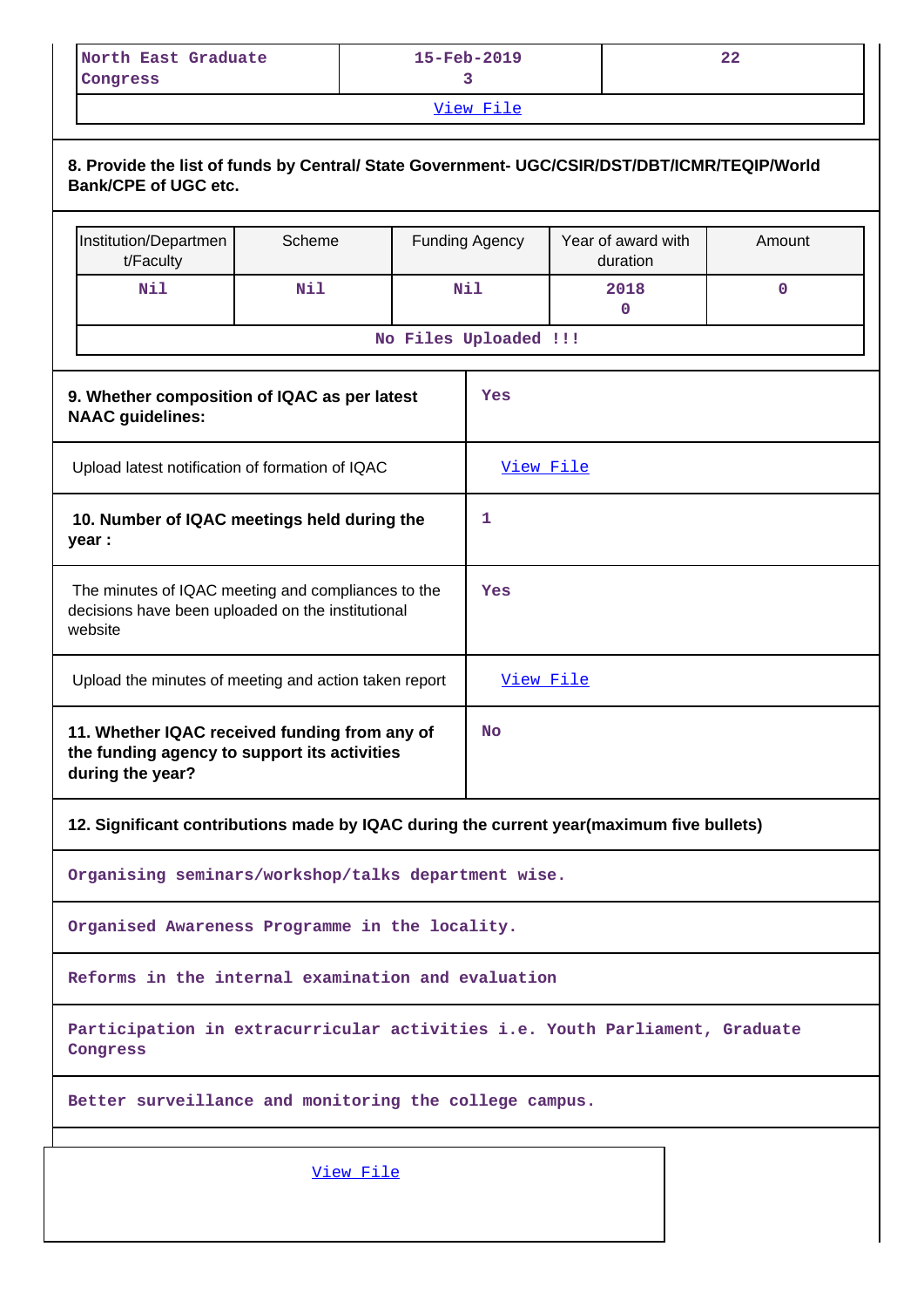| | | |
|---|---|---|
| North East Graduate Congress | 15-Feb-2019<br>3 | 22 |
| View File | | |

**8. Provide the list of funds by Central/ State Government- UGC/CSIR/DST/DBT/ICMR/TEQIP/World Bank/CPE of UGC etc.**

| Institution/Department/Faculty | Scheme | Funding Agency | Year of award with duration | Amount |
|---|---|---|---|---|
| Nil | Nil | Nil | 2018<br>0 | 0 |
| No Files Uploaded !!! | | | | |

| | |
|---|---|
| **9. Whether composition of IQAC as per latest NAAC guidelines:** | Yes |
| Upload latest notification of formation of IQAC | View File |
| **10. Number of IQAC meetings held during the year :** | 1 |
| The minutes of IQAC meeting and compliances to the decisions have been uploaded on the institutional website | Yes |
| Upload the minutes of meeting and action taken report | View File |
| **11. Whether IQAC received funding from any of the funding agency to support its activities during the year?** | No |

**12. Significant contributions made by IQAC during the current year(maximum five bullets)**

Organising seminars/workshop/talks department wise.

Organised Awareness Programme in the locality.

Reforms in the internal examination and evaluation

Participation in extracurricular activities i.e. Youth Parliament, Graduate Congress

Better surveillance and monitoring the college campus.

View File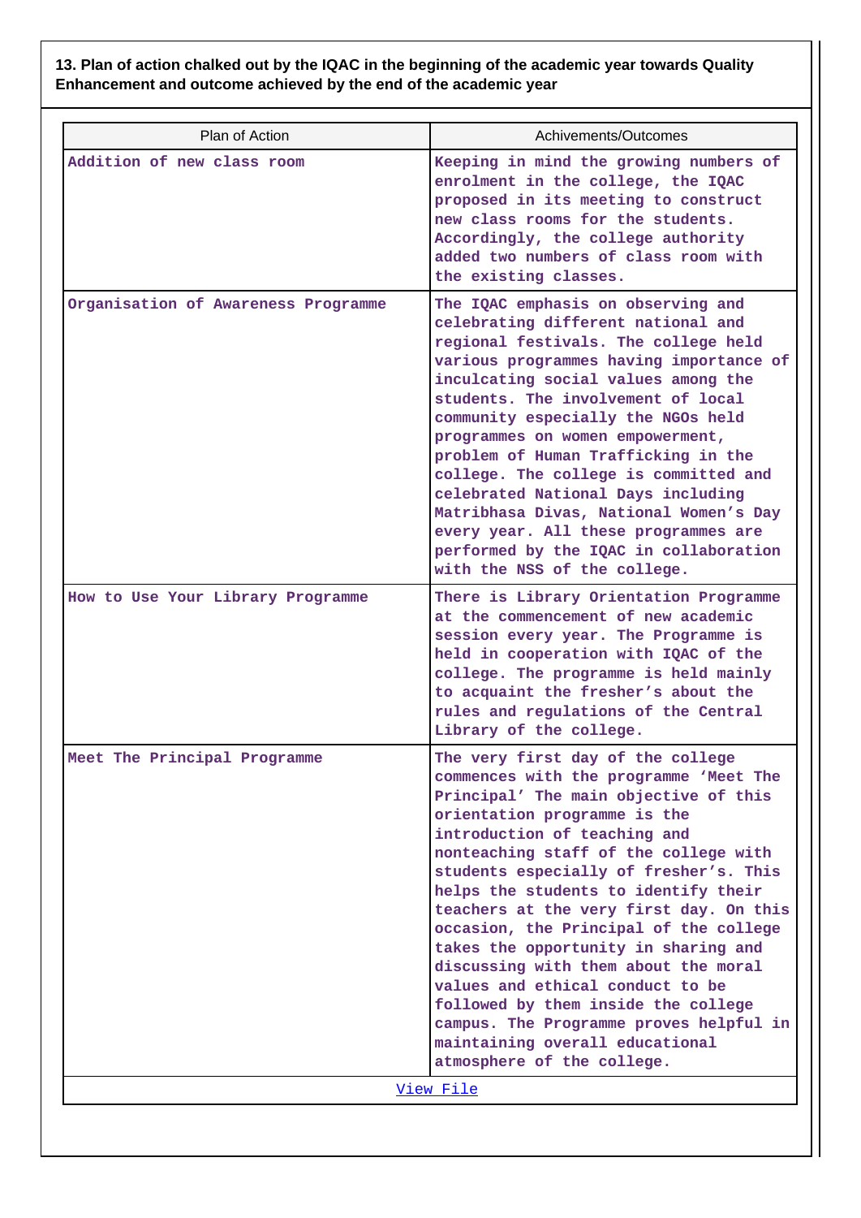**13. Plan of action chalked out by the IQAC in the beginning of the academic year towards Quality Enhancement and outcome achieved by the end of the academic year**

| Plan of Action | Achivements/Outcomes |
|---|---|
| Addition of new class room | Keeping in mind the growing numbers of enrolment in the college, the IQAC proposed in its meeting to construct new class rooms for the students. Accordingly, the college authority added two numbers of class room with the existing classes. |
| Organisation of Awareness Programme | The IQAC emphasis on observing and celebrating different national and regional festivals. The college held various programmes having importance of inculcating social values among the students. The involvement of local community especially the NGOs held programmes on women empowerment, problem of Human Trafficking in the college. The college is committed and celebrated National Days including Matribhasa Divas, National Women's Day every year. All these programmes are performed by the IQAC in collaboration with the NSS of the college. |
| How to Use Your Library Programme | There is Library Orientation Programme at the commencement of new academic session every year. The Programme is held in cooperation with IQAC of the college. The programme is held mainly to acquaint the fresher's about the rules and regulations of the Central Library of the college. |
| Meet The Principal Programme | The very first day of the college commences with the programme 'Meet The Principal' The main objective of this orientation programme is the introduction of teaching and nonteaching staff of the college with students especially of fresher's. This helps the students to identify their teachers at the very first day. On this occasion, the Principal of the college takes the opportunity in sharing and discussing with them about the moral values and ethical conduct to be followed by them inside the college campus. The Programme proves helpful in maintaining overall educational atmosphere of the college. |

View File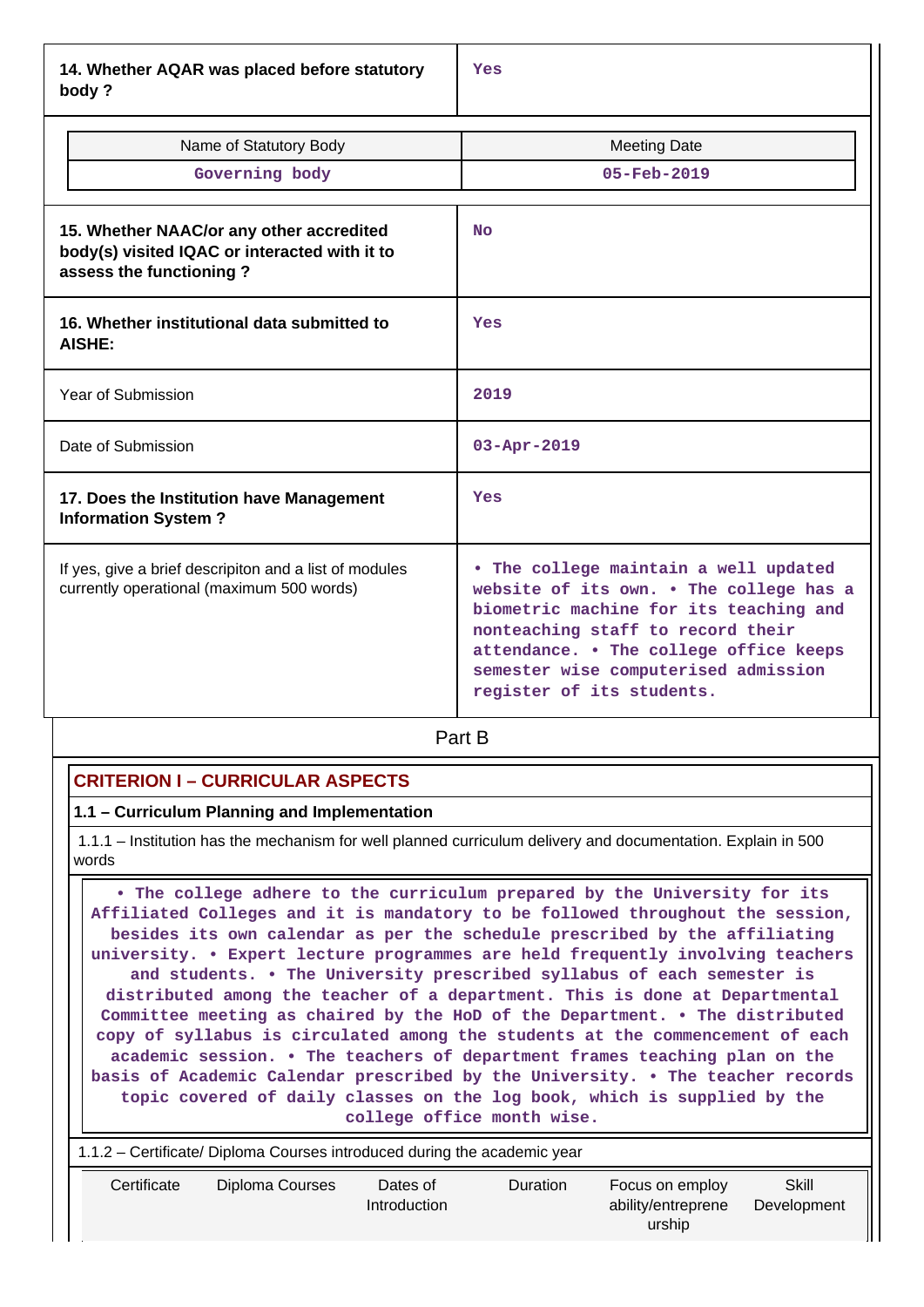| | |
|---|---|
| **14. Whether AQAR was placed before statutory body ?** | Yes |

| Name of Statutory Body | Meeting Date |
|---|---|
| Governing body | 05-Feb-2019 |

| | |
|---|---|
| **15. Whether NAAC/or any other accredited body(s) visited IQAC or interacted with it to assess the functioning ?** | No |
| **16. Whether institutional data submitted to AISHE:** | Yes |
| Year of Submission | 2019 |
| Date of Submission | 03-Apr-2019 |
| **17. Does the Institution have Management Information System ?** | Yes |
| If yes, give a brief descripiton and a list of modules currently operational (maximum 500 words) | • The college maintain a well updated website of its own. • The college has a biometric machine for its teaching and nonteaching staff to record their attendance. • The college office keeps semester wise computerised admission register of its students. |

## Part B

### CRITERION I – CURRICULAR ASPECTS

**1.1 – Curriculum Planning and Implementation**

1.1.1 – Institution has the mechanism for well planned curriculum delivery and documentation. Explain in 500 words

• The college adhere to the curriculum prepared by the University for its Affiliated Colleges and it is mandatory to be followed throughout the session, besides its own calendar as per the schedule prescribed by the affiliating university. • Expert lecture programmes are held frequently involving teachers and students. • The University prescribed syllabus of each semester is distributed among the teacher of a department. This is done at Departmental Committee meeting as chaired by the HoD of the Department. • The distributed copy of syllabus is circulated among the students at the commencement of each academic session. • The teachers of department frames teaching plan on the basis of Academic Calendar prescribed by the University. • The teacher records topic covered of daily classes on the log book, which is supplied by the college office month wise.

1.1.2 – Certificate/ Diploma Courses introduced during the academic year

| Certificate | Diploma Courses | Dates of Introduction | Duration | Focus on employ ability/entreprene urship | Skill Development |
|---|---|---|---|---|---|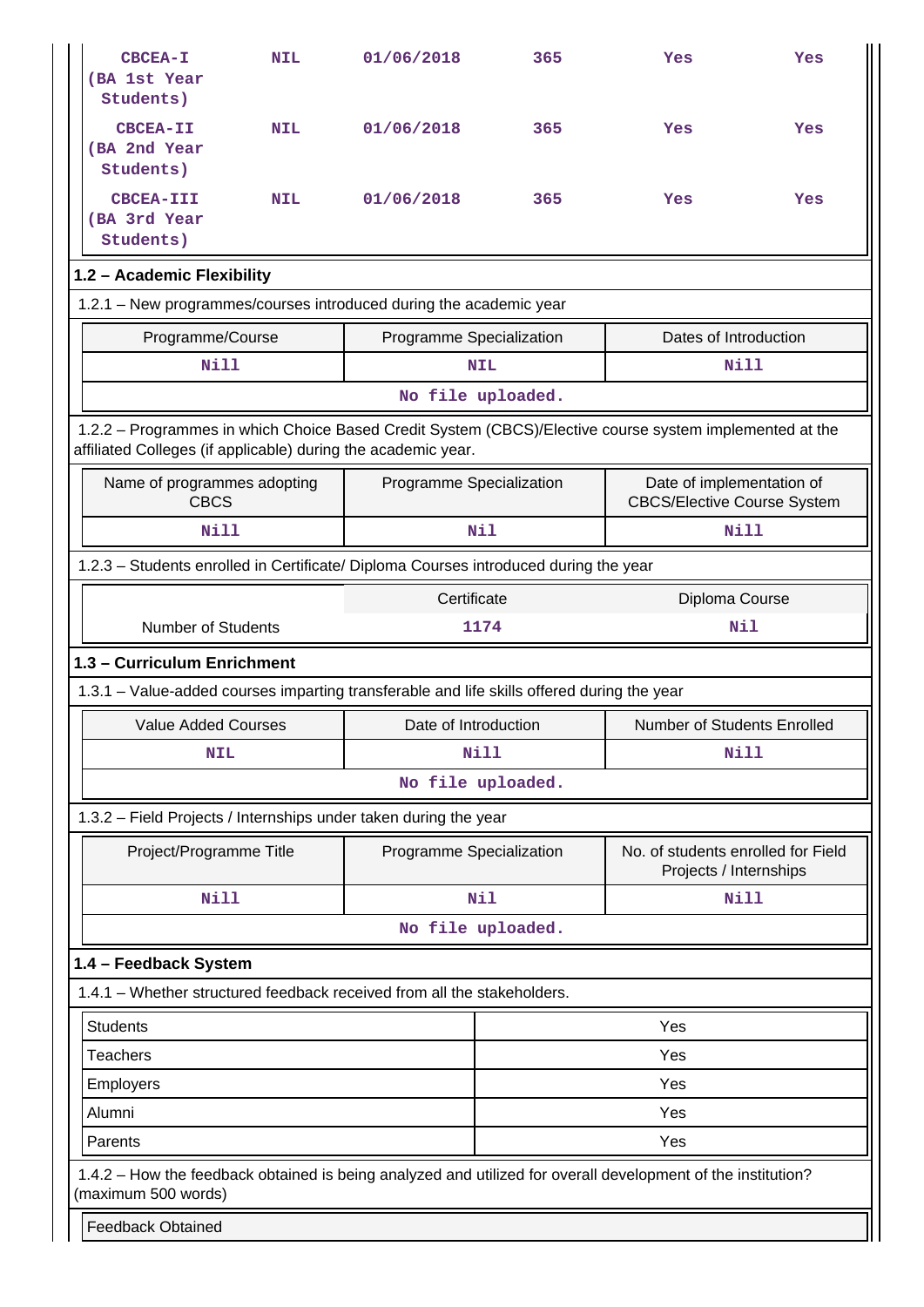| | | | | | |
|---|---|---|---|---|---|
| CBCEA-I (BA 1st Year Students) | NIL | 01/06/2018 | 365 | Yes | Yes |
| CBCEA-II (BA 2nd Year Students) | NIL | 01/06/2018 | 365 | Yes | Yes |
| CBCEA-III (BA 3rd Year Students) | NIL | 01/06/2018 | 365 | Yes | Yes |

**1.2 – Academic Flexibility**

1.2.1 – New programmes/courses introduced during the academic year

| Programme/Course | Programme Specialization | Dates of Introduction |
|---|---|---|
| Nill | NIL | Nill |
| No file uploaded. | | |

1.2.2 – Programmes in which Choice Based Credit System (CBCS)/Elective course system implemented at the affiliated Colleges (if applicable) during the academic year.

| Name of programmes adopting CBCS | Programme Specialization | Date of implementation of CBCS/Elective Course System |
|---|---|---|
| Nill | Nil | Nill |

1.2.3 – Students enrolled in Certificate/ Diploma Courses introduced during the year

| | Certificate | Diploma Course |
|---|---|---|
| Number of Students | 1174 | Nil |

**1.3 – Curriculum Enrichment**

1.3.1 – Value-added courses imparting transferable and life skills offered during the year

| Value Added Courses | Date of Introduction | Number of Students Enrolled |
|---|---|---|
| NIL | Nill | Nill |
| No file uploaded. | | |

1.3.2 – Field Projects / Internships under taken during the year

| Project/Programme Title | Programme Specialization | No. of students enrolled for Field Projects / Internships |
|---|---|---|
| Nill | Nil | Nill |
| No file uploaded. | | |

**1.4 – Feedback System**

1.4.1 – Whether structured feedback received from all the stakeholders.

| | |
|---|---|
| Students | Yes |
| Teachers | Yes |
| Employers | Yes |
| Alumni | Yes |
| Parents | Yes |

1.4.2 – How the feedback obtained is being analyzed and utilized for overall development of the institution? (maximum 500 words)

| Feedback Obtained |
|---|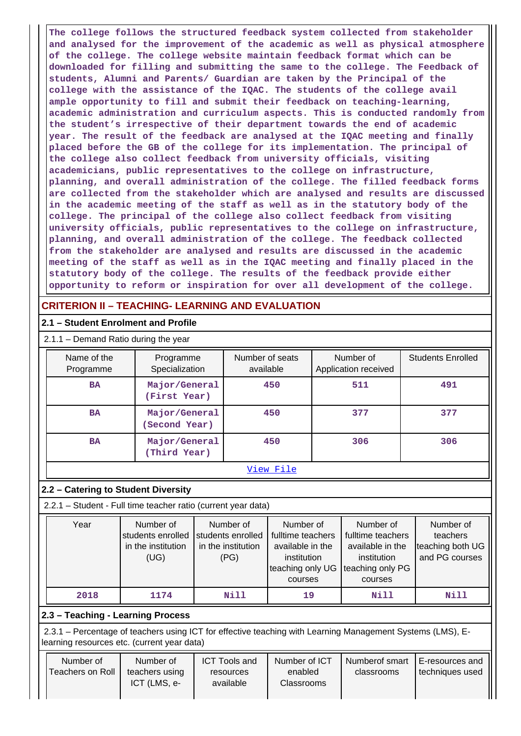The college follows the structured feedback system collected from stakeholder and analysed for the improvement of the academic as well as physical atmosphere of the college. The college website maintain feedback format which can be downloaded for filling and submitting the same to the college. The Feedback of students, Alumni and Parents/ Guardian are taken by the Principal of the college with the assistance of the IQAC. The students of the college avail ample opportunity to fill and submit their feedback on teaching-learning, academic administration and curriculum aspects. This is conducted randomly from the student's irrespective of their department towards the end of academic year. The result of the feedback are analysed at the IQAC meeting and finally placed before the GB of the college for its implementation. The principal of the college also collect feedback from university officials, visiting academicians, public representatives to the college on infrastructure, planning, and overall administration of the college. The filled feedback forms are collected from the stakeholder which are analysed and results are discussed in the academic meeting of the staff as well as in the statutory body of the college. The principal of the college also collect feedback from visiting university officials, public representatives to the college on infrastructure, planning, and overall administration of the college. The feedback collected from the stakeholder are analysed and results are discussed in the academic meeting of the staff as well as in the IQAC meeting and finally placed in the statutory body of the college. The results of the feedback provide either opportunity to reform or inspiration for over all development of the college.

## CRITERION II – TEACHING- LEARNING AND EVALUATION

### 2.1 – Student Enrolment and Profile

2.1.1 – Demand Ratio during the year

| Name of the Programme | Programme Specialization | Number of seats available | Number of Application received | Students Enrolled |
|---|---|---|---|---|
| BA | Major/General (First Year) | 450 | 511 | 491 |
| BA | Major/General (Second Year) | 450 | 377 | 377 |
| BA | Major/General (Third Year) | 450 | 306 | 306 |

View File

### 2.2 – Catering to Student Diversity

2.2.1 – Student - Full time teacher ratio (current year data)

| Year | Number of students enrolled in the institution (UG) | Number of students enrolled in the institution (PG) | Number of fulltime teachers available in the institution teaching only UG courses | Number of fulltime teachers available in the institution teaching only PG courses | Number of teachers teaching both UG and PG courses |
|---|---|---|---|---|---|
| 2018 | 1174 | Nill | 19 | Nill | Nill |

### 2.3 – Teaching - Learning Process

2.3.1 – Percentage of teachers using ICT for effective teaching with Learning Management Systems (LMS), E-learning resources etc. (current year data)

| Number of Teachers on Roll | Number of teachers using ICT (LMS, e- | ICT Tools and resources available | Number of ICT enabled Classrooms | Numberof smart classrooms | E-resources and techniques used |
|---|---|---|---|---|---|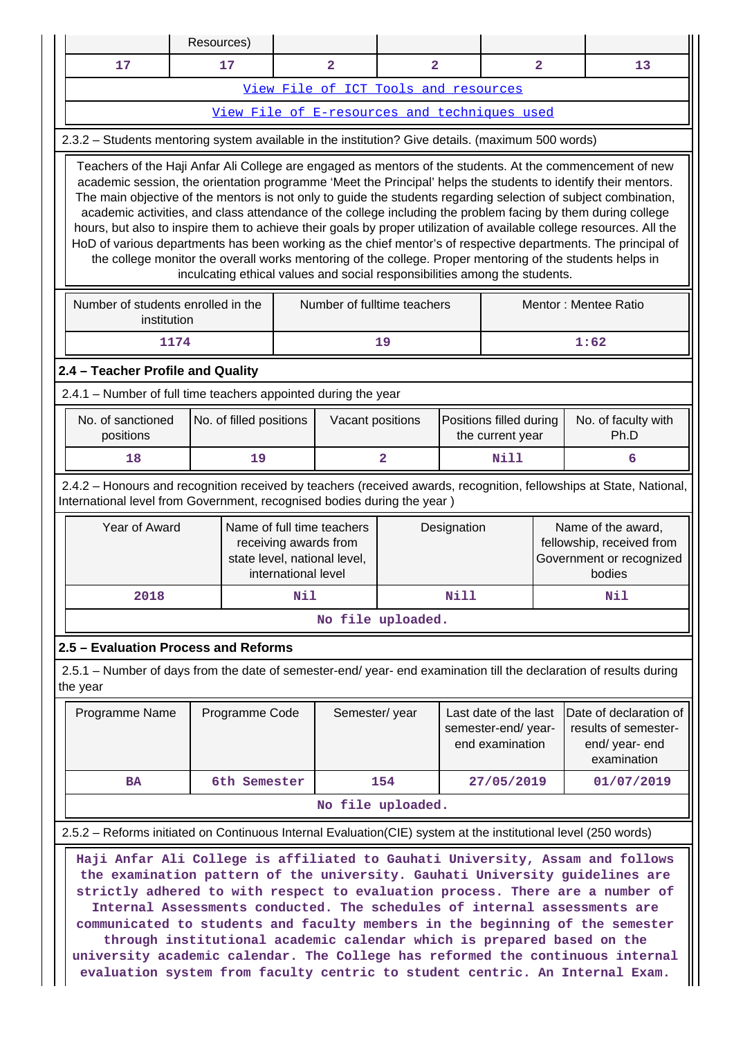| | Resources) | | | | |
|---|---|---|---|---|---|
| 17 | 17 | 2 | 2 | 2 | 13 |
| View File of ICT Tools and resources | | | | | |
| View File of E-resources and techniques used | | | | | |

2.3.2 – Students mentoring system available in the institution? Give details. (maximum 500 words)

Teachers of the Haji Anfar Ali College are engaged as mentors of the students. At the commencement of new academic session, the orientation programme 'Meet the Principal' helps the students to identify their mentors. The main objective of the mentors is not only to guide the students regarding selection of subject combination, academic activities, and class attendance of the college including the problem facing by them during college hours, but also to inspire them to achieve their goals by proper utilization of available college resources. All the HoD of various departments has been working as the chief mentor's of respective departments. The principal of the college monitor the overall works mentoring of the college. Proper mentoring of the students helps in inculcating ethical values and social responsibilities among the students.

| Number of students enrolled in the institution | Number of fulltime teachers | Mentor : Mentee Ratio |
|---|---|---|
| 1174 | 19 | 1:62 |

## 2.4 – Teacher Profile and Quality

2.4.1 – Number of full time teachers appointed during the year

| No. of sanctioned positions | No. of filled positions | Vacant positions | Positions filled during the current year | No. of faculty with Ph.D |
|---|---|---|---|---|
| 18 | 19 | 2 | Nill | 6 |

2.4.2 – Honours and recognition received by teachers (received awards, recognition, fellowships at State, National, International level from Government, recognised bodies during the year )

| Year of Award | Name of full time teachers receiving awards from state level, national level, international level | Designation | Name of the award, fellowship, received from Government or recognized bodies |
|---|---|---|---|
| 2018 | Nil | Nill | Nil |
| No file uploaded. | | | |

## 2.5 – Evaluation Process and Reforms

2.5.1 – Number of days from the date of semester-end/ year- end examination till the declaration of results during the year

| Programme Name | Programme Code | Semester/ year | Last date of the last semester-end/ year- end examination | Date of declaration of results of semester-end/ year- end examination |
|---|---|---|---|---|
| BA | 6th Semester | 154 | 27/05/2019 | 01/07/2019 |
| No file uploaded. | | | | |

2.5.2 – Reforms initiated on Continuous Internal Evaluation(CIE) system at the institutional level (250 words)

Haji Anfar Ali College is affiliated to Gauhati University, Assam and follows the examination pattern of the university. Gauhati University guidelines are strictly adhered to with respect to evaluation process. There are a number of Internal Assessments conducted. The schedules of internal assessments are communicated to students and faculty members in the beginning of the semester through institutional academic calendar which is prepared based on the university academic calendar. The College has reformed the continuous internal evaluation system from faculty centric to student centric. An Internal Exam.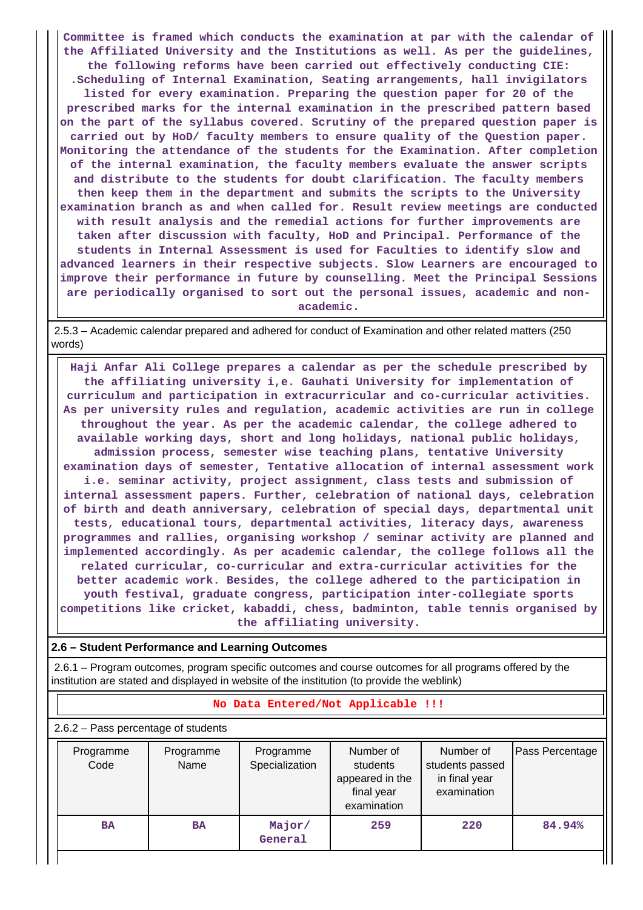**Committee is framed which conducts the examination at par with the calendar of the Affiliated University and the Institutions as well. As per the guidelines, the following reforms have been carried out effectively conducting CIE: .Scheduling of Internal Examination, Seating arrangements, hall invigilators listed for every examination. Preparing the question paper for 20 of the prescribed marks for the internal examination in the prescribed pattern based on the part of the syllabus covered. Scrutiny of the prepared question paper is carried out by HoD/ faculty members to ensure quality of the Question paper. Monitoring the attendance of the students for the Examination. After completion of the internal examination, the faculty members evaluate the answer scripts and distribute to the students for doubt clarification. The faculty members then keep them in the department and submits the scripts to the University examination branch as and when called for. Result review meetings are conducted with result analysis and the remedial actions for further improvements are taken after discussion with faculty, HoD and Principal. Performance of the students in Internal Assessment is used for Faculties to identify slow and advanced learners in their respective subjects. Slow Learners are encouraged to improve their performance in future by counselling. Meet the Principal Sessions are periodically organised to sort out the personal issues, academic and non-academic.**

2.5.3 – Academic calendar prepared and adhered for conduct of Examination and other related matters (250 words)

**Haji Anfar Ali College prepares a calendar as per the schedule prescribed by the affiliating university i,e. Gauhati University for implementation of curriculum and participation in extracurricular and co-curricular activities. As per university rules and regulation, academic activities are run in college throughout the year. As per the academic calendar, the college adhered to available working days, short and long holidays, national public holidays, admission process, semester wise teaching plans, tentative University examination days of semester, Tentative allocation of internal assessment work i.e. seminar activity, project assignment, class tests and submission of internal assessment papers. Further, celebration of national days, celebration of birth and death anniversary, celebration of special days, departmental unit tests, educational tours, departmental activities, literacy days, awareness programmes and rallies, organising workshop / seminar activity are planned and implemented accordingly. As per academic calendar, the college follows all the related curricular, co-curricular and extra-curricular activities for the better academic work. Besides, the college adhered to the participation in youth festival, graduate congress, participation inter-collegiate sports competitions like cricket, kabaddi, chess, badminton, table tennis organised by the affiliating university.**

## 2.6 – Student Performance and Learning Outcomes

2.6.1 – Program outcomes, program specific outcomes and course outcomes for all programs offered by the institution are stated and displayed in website of the institution (to provide the weblink)

**No Data Entered/Not Applicable !!!**

2.6.2 – Pass percentage of students

| Programme Code | Programme Name | Programme Specialization | Number of students appeared in the final year examination | Number of students passed in final year examination | Pass Percentage |
|---|---|---|---|---|---|
| **BA** | **BA** | **Major/ General** | **259** | **220** | **84.94%** |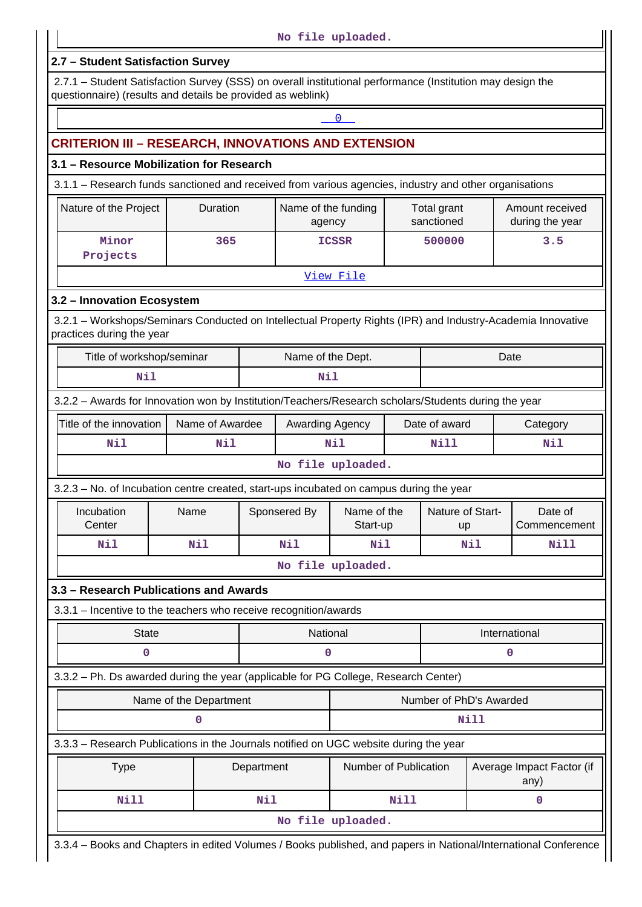No file uploaded.

## 2.7 – Student Satisfaction Survey

2.7.1 – Student Satisfaction Survey (SSS) on overall institutional performance (Institution may design the questionnaire) (results and details be provided as weblink)

0

# CRITERION III – RESEARCH, INNOVATIONS AND EXTENSION

## 3.1 – Resource Mobilization for Research

3.1.1 – Research funds sanctioned and received from various agencies, industry and other organisations

| Nature of the Project | Duration | Name of the funding agency | Total grant sanctioned | Amount received during the year |
|---|---|---|---|---|
| Minor Projects | 365 | ICSSR | 500000 | 3.5 |

View File

## 3.2 – Innovation Ecosystem

3.2.1 – Workshops/Seminars Conducted on Intellectual Property Rights (IPR) and Industry-Academia Innovative practices during the year

| Title of workshop/seminar | Name of the Dept. | Date |
|---|---|---|
| Nil | Nil | |

3.2.2 – Awards for Innovation won by Institution/Teachers/Research scholars/Students during the year

| Title of the innovation | Name of Awardee | Awarding Agency | Date of award | Category |
|---|---|---|---|---|
| Nil | Nil | Nil | Nill | Nil |

No file uploaded.

3.2.3 – No. of Incubation centre created, start-ups incubated on campus during the year

| Incubation Center | Name | Sponsered By | Name of the Start-up | Nature of Start-up | Date of Commencement |
|---|---|---|---|---|---|
| Nil | Nil | Nil | Nil | Nil | Nill |

No file uploaded.

## 3.3 – Research Publications and Awards

3.3.1 – Incentive to the teachers who receive recognition/awards

| State | National | International |
|---|---|---|
| 0 | 0 | 0 |

3.3.2 – Ph. Ds awarded during the year (applicable for PG College, Research Center)

| Name of the Department | Number of PhD's Awarded |
|---|---|
| 0 | Nill |

3.3.3 – Research Publications in the Journals notified on UGC website during the year

| Type | Department | Number of Publication | Average Impact Factor (if any) |
|---|---|---|---|
| Nill | Nil | Nill | 0 |

No file uploaded.

3.3.4 – Books and Chapters in edited Volumes / Books published, and papers in National/International Conference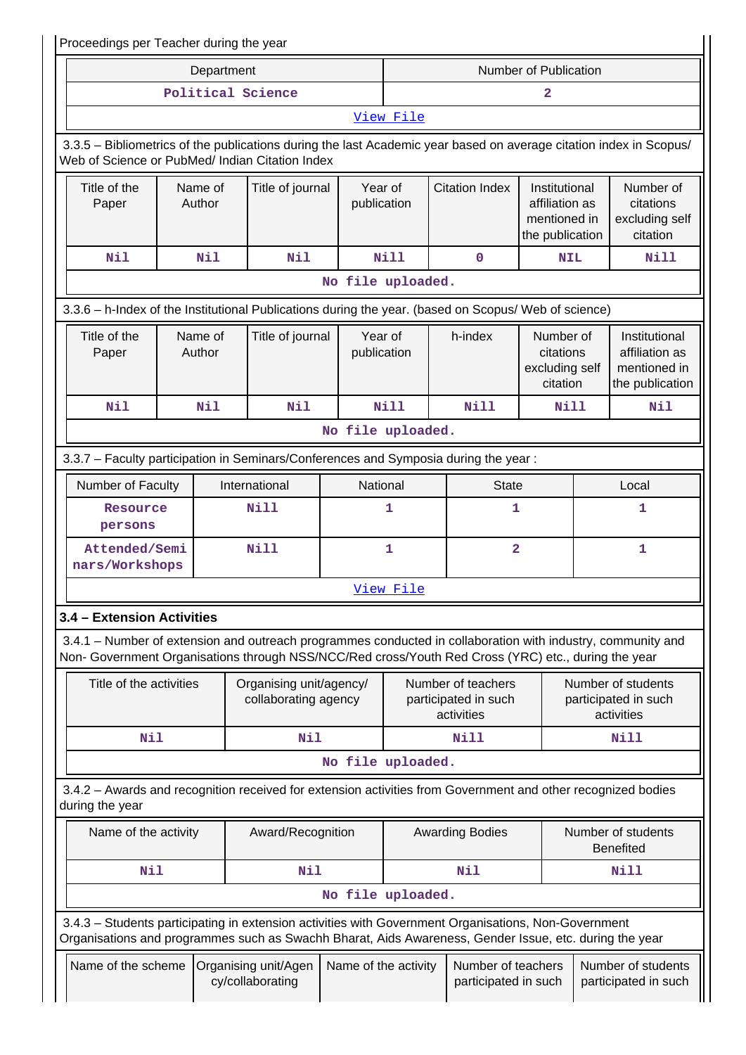Proceedings per Teacher during the year

| Department | Number of Publication |
|---|---|
| Political Science | 2 |
| [View File](#) | |

3.3.5 – Bibliometrics of the publications during the last Academic year based on average citation index in Scopus/ Web of Science or PubMed/ Indian Citation Index

| Title of the Paper | Name of Author | Title of journal | Year of publication | Citation Index | Institutional affiliation as mentioned in the publication | Number of citations excluding self citation |
|---|---|---|---|---|---|---|
| Nil | Nil | Nil | Nill | 0 | NIL | Nill |
| No file uploaded. | | | | | | |

3.3.6 – h-Index of the Institutional Publications during the year. (based on Scopus/ Web of science)

| Title of the Paper | Name of Author | Title of journal | Year of publication | h-index | Number of citations excluding self citation | Institutional affiliation as mentioned in the publication |
|---|---|---|---|---|---|---|
| Nil | Nil | Nil | Nill | Nill | Nill | Nil |
| No file uploaded. | | | | | | |

3.3.7 – Faculty participation in Seminars/Conferences and Symposia during the year :

| Number of Faculty | International | National | State | Local |
|---|---|---|---|---|
| Resource persons | Nill | 1 | 1 | 1 |
| Attended/Seminars/Workshops | Nill | 1 | 2 | 1 |
| [View File](#) | | | | |

### 3.4 – Extension Activities

3.4.1 – Number of extension and outreach programmes conducted in collaboration with industry, community and Non- Government Organisations through NSS/NCC/Red cross/Youth Red Cross (YRC) etc., during the year

| Title of the activities | Organising unit/agency/ collaborating agency | Number of teachers participated in such activities | Number of students participated in such activities |
|---|---|---|---|
| Nil | Nil | Nill | Nill |
| No file uploaded. | | | |

3.4.2 – Awards and recognition received for extension activities from Government and other recognized bodies during the year

| Name of the activity | Award/Recognition | Awarding Bodies | Number of students Benefited |
|---|---|---|---|
| Nil | Nil | Nil | Nill |
| No file uploaded. | | | |

3.4.3 – Students participating in extension activities with Government Organisations, Non-Government Organisations and programmes such as Swachh Bharat, Aids Awareness, Gender Issue, etc. during the year

| Name of the scheme | Organising unit/Agency/collaborating | Name of the activity | Number of teachers participated in such | Number of students participated in such |
|---|---|---|---|---|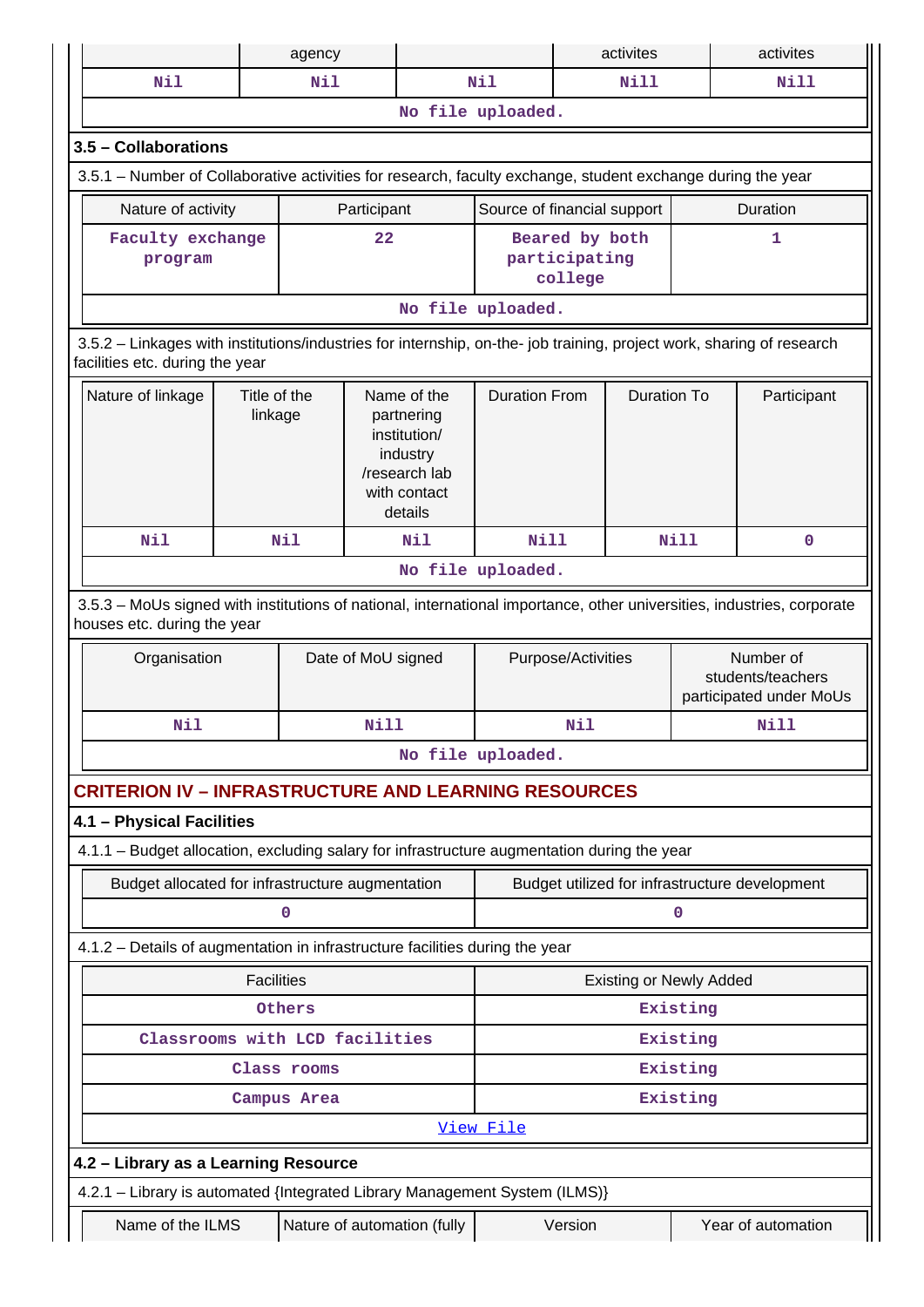| | agency | | activites | activites |
|---|---|---|---|---|
| Nil | Nil | Nil | Nill | Nill |

No file uploaded.

### 3.5 – Collaborations

3.5.1 – Number of Collaborative activities for research, faculty exchange, student exchange during the year

| Nature of activity | Participant | Source of financial support | Duration |
|---|---|---|---|
| Faculty exchange program | 22 | Beared by both participating college | 1 |

No file uploaded.

3.5.2 – Linkages with institutions/industries for internship, on-the- job training, project work, sharing of research facilities etc. during the year

| Nature of linkage | Title of the linkage | Name of the partnering institution/ industry /research lab with contact details | Duration From | Duration To | Participant |
|---|---|---|---|---|---|
| Nil | Nil | Nil | Nill | Nill | 0 |

No file uploaded.

3.5.3 – MoUs signed with institutions of national, international importance, other universities, industries, corporate houses etc. during the year

| Organisation | Date of MoU signed | Purpose/Activities | Number of students/teachers participated under MoUs |
|---|---|---|---|
| Nil | Nill | Nil | Nill |

No file uploaded.

## CRITERION IV – INFRASTRUCTURE AND LEARNING RESOURCES

### 4.1 – Physical Facilities

4.1.1 – Budget allocation, excluding salary for infrastructure augmentation during the year

| Budget allocated for infrastructure augmentation | Budget utilized for infrastructure development |
|---|---|
| 0 | 0 |

4.1.2 – Details of augmentation in infrastructure facilities during the year

| Facilities | Existing or Newly Added |
|---|---|
| Others | Existing |
| Classrooms with LCD facilities | Existing |
| Class rooms | Existing |
| Campus Area | Existing |

View File

### 4.2 – Library as a Learning Resource

4.2.1 – Library is automated {Integrated Library Management System (ILMS)}

| Name of the ILMS | Nature of automation (fully | Version | Year of automation |
|---|---|---|---|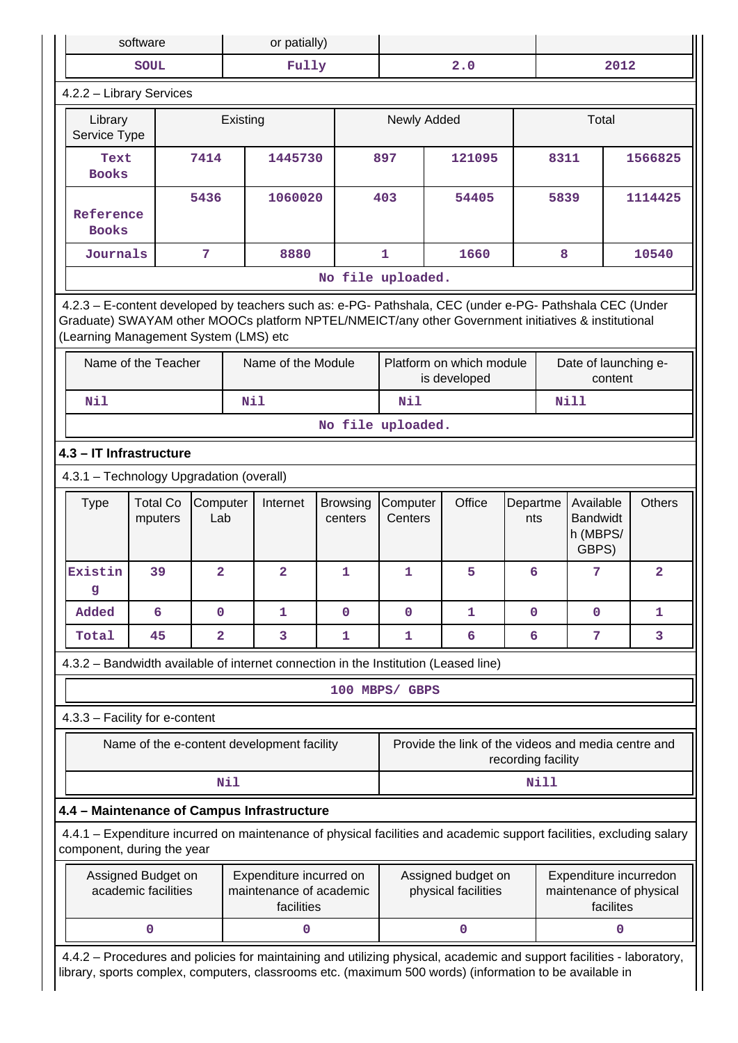| software | or patially) | | |
|---|---|---|---|
| SOUL | Fully | 2.0 | 2012 |

4.2.2 – Library Services

| Library Service Type | Existing | | Newly Added | | Total | |
|---|---|---|---|---|---|---|
| Text Books | 7414 | 1445730 | 897 | 121095 | 8311 | 1566825 |
| Reference Books | 5436 | 1060020 | 403 | 54405 | 5839 | 1114425 |
| Journals | 7 | 8880 | 1 | 1660 | 8 | 10540 |
| No file uploaded. | | | | | | |

4.2.3 – E-content developed by teachers such as: e-PG- Pathshala, CEC (under e-PG- Pathshala CEC (Under Graduate) SWAYAM other MOOCs platform NPTEL/NMEICT/any other Government initiatives & institutional (Learning Management System (LMS) etc

| Name of the Teacher | Name of the Module | Platform on which module is developed | Date of launching e-content |
|---|---|---|---|
| Nil | Nil | Nil | Nill |
| No file uploaded. | | | |

### 4.3 – IT Infrastructure

4.3.1 – Technology Upgradation (overall)

| Type | Total Computers | Computer Lab | Internet | Browsing centers | Computer Centers | Office | Departments | Available Bandwidth (MBPS/ GBPS) | Others |
|---|---|---|---|---|---|---|---|---|---|
| Existing | 39 | 2 | 2 | 1 | 1 | 5 | 6 | 7 | 2 |
| Added | 6 | 0 | 1 | 0 | 0 | 1 | 0 | 0 | 1 |
| Total | 45 | 2 | 3 | 1 | 1 | 6 | 6 | 7 | 3 |

4.3.2 – Bandwidth available of internet connection in the Institution (Leased line)

100 MBPS/ GBPS

4.3.3 – Facility for e-content

| Name of the e-content development facility | Provide the link of the videos and media centre and recording facility |
|---|---|
| Nil | Nill |

### 4.4 – Maintenance of Campus Infrastructure

4.4.1 – Expenditure incurred on maintenance of physical facilities and academic support facilities, excluding salary component, during the year

| Assigned Budget on academic facilities | Expenditure incurred on maintenance of academic facilities | Assigned budget on physical facilities | Expenditure incurredon maintenance of physical facilites |
|---|---|---|---|
| 0 | 0 | 0 | 0 |

4.4.2 – Procedures and policies for maintaining and utilizing physical, academic and support facilities - laboratory, library, sports complex, computers, classrooms etc. (maximum 500 words) (information to be available in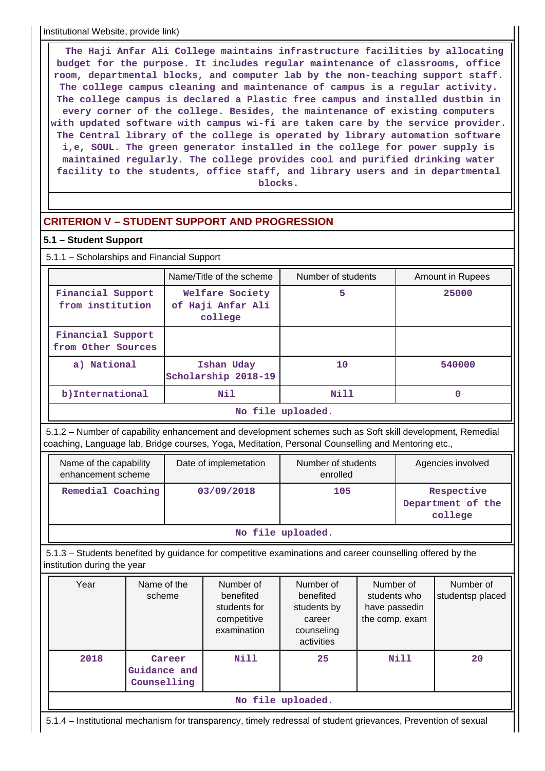institutional Website, provide link)

The Haji Anfar Ali College maintains infrastructure facilities by allocating budget for the purpose. It includes regular maintenance of classrooms, office room, departmental blocks, and computer lab by the non-teaching support staff. The college campus cleaning and maintenance of campus is a regular activity. The college campus is declared a Plastic free campus and installed dustbin in every corner of the college. Besides, the maintenance of existing computers with updated software with campus wi-fi are taken care by the service provider. The Central library of the college is operated by library automation software i,e, SOUL. The green generator installed in the college for power supply is maintained regularly. The college provides cool and purified drinking water facility to the students, office staff, and library users and in departmental blocks.

## CRITERION V – STUDENT SUPPORT AND PROGRESSION

### 5.1 – Student Support

5.1.1 – Scholarships and Financial Support

| | Name/Title of the scheme | Number of students | Amount in Rupees |
|---|---|---|---|
| Financial Support from institution | Welfare Society of Haji Anfar Ali college | 5 | 25000 |
| Financial Support from Other Sources | | | |
| a) National | Ishan Uday Scholarship 2018-19 | 10 | 540000 |
| b)International | Nil | Nill | 0 |
| No file uploaded. | | | |

5.1.2 – Number of capability enhancement and development schemes such as Soft skill development, Remedial coaching, Language lab, Bridge courses, Yoga, Meditation, Personal Counselling and Mentoring etc.,

| Name of the capability enhancement scheme | Date of implemetation | Number of students enrolled | Agencies involved |
|---|---|---|---|
| Remedial Coaching | 03/09/2018 | 105 | Respective Department of the college |
| No file uploaded. | | | |

5.1.3 – Students benefited by guidance for competitive examinations and career counselling offered by the institution during the year

| Year | Name of the scheme | Number of benefited students for competitive examination | Number of benefited students by career counseling activities | Number of students who have passedin the comp. exam | Number of studentsp placed |
|---|---|---|---|---|---|
| 2018 | Career Guidance and Counselling | Nill | 25 | Nill | 20 |
| No file uploaded. | | | | | |

5.1.4 – Institutional mechanism for transparency, timely redressal of student grievances, Prevention of sexual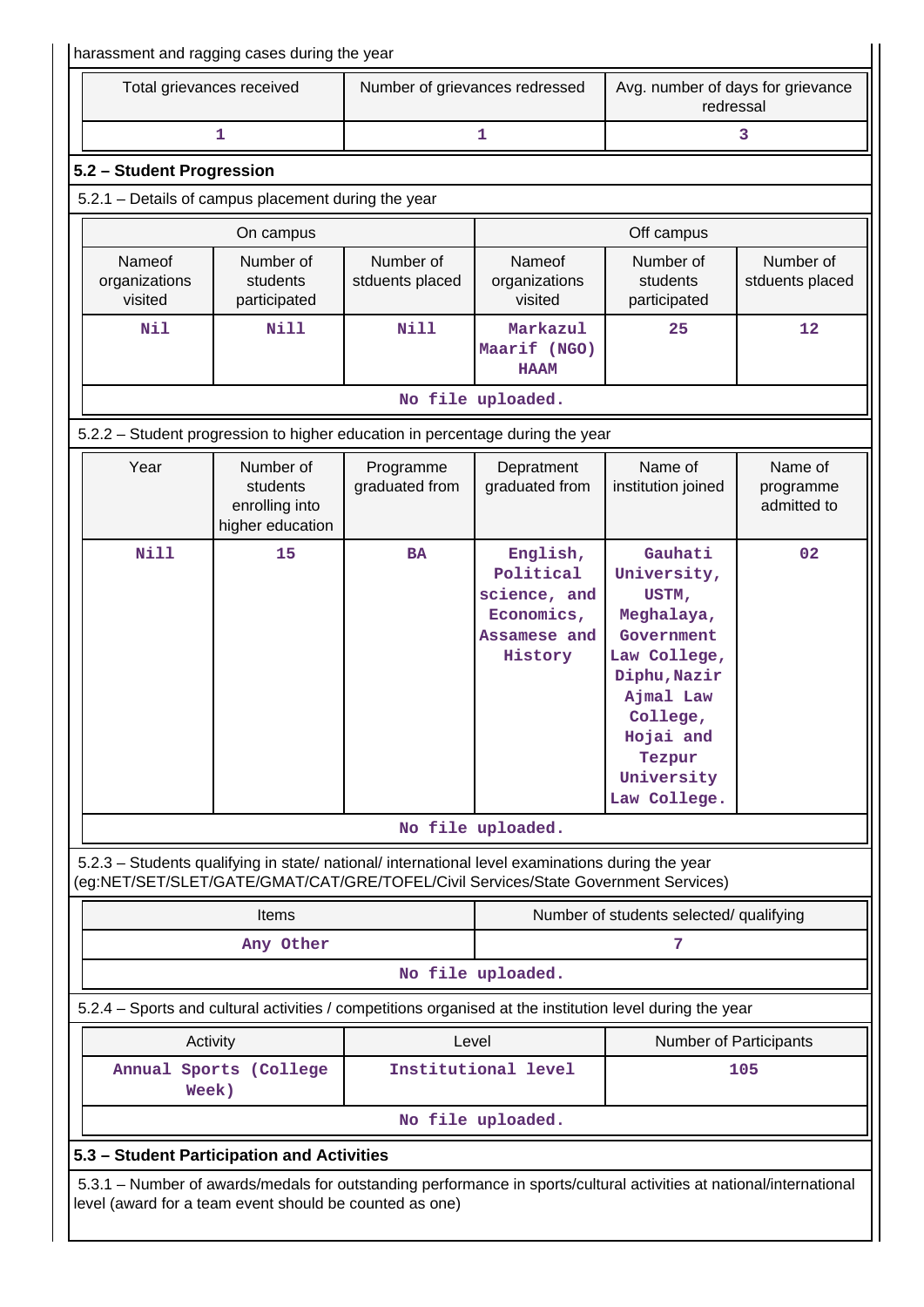harassment and ragging cases during the year

| Total grievances received | Number of grievances redressed | Avg. number of days for grievance redressal |
|---|---|---|
| 1 | 1 | 3 |

## 5.2 – Student Progression

5.2.1 – Details of campus placement during the year

| On campus | | | Off campus | | |
|---|---|---|---|---|---|
| Nameof organizations visited | Number of students participated | Number of stduents placed | Nameof organizations visited | Number of students participated | Number of stduents placed |
| Nil | Nill | Nill | Markazul Maarif (NGO) HAAM | 25 | 12 |

No file uploaded.

5.2.2 – Student progression to higher education in percentage during the year

| Year | Number of students enrolling into higher education | Programme graduated from | Depratment graduated from | Name of institution joined | Name of programme admitted to |
|---|---|---|---|---|---|
| Nill | 15 | BA | English, Political science, and Economics, Assamese and History | Gauhati University, USTM, Meghalaya, Government Law College, Diphu,Nazir Ajmal Law College, Hojai and Tezpur University Law College. | 02 |

No file uploaded.

5.2.3 – Students qualifying in state/ national/ international level examinations during the year (eg:NET/SET/SLET/GATE/GMAT/CAT/GRE/TOFEL/Civil Services/State Government Services)

| Items | Number of students selected/ qualifying |
|---|---|
| Any Other | 7 |

No file uploaded.

5.2.4 – Sports and cultural activities / competitions organised at the institution level during the year

| Activity | Level | Number of Participants |
|---|---|---|
| Annual Sports (College Week) | Institutional level | 105 |

No file uploaded.

## 5.3 – Student Participation and Activities

5.3.1 – Number of awards/medals for outstanding performance in sports/cultural activities at national/international level (award for a team event should be counted as one)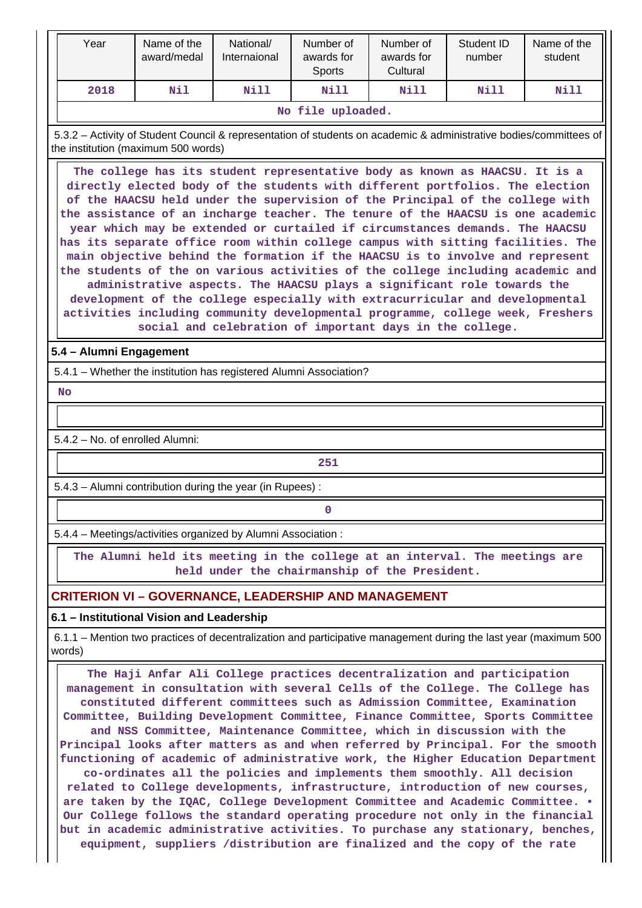| Year | Name of the award/medal | National/ Internaional | Number of awards for Sports | Number of awards for Cultural | Student ID number | Name of the student |
|---|---|---|---|---|---|---|
| 2018 | Nil | Nill | Nill | Nill | Nill | Nill |

No file uploaded.

5.3.2 – Activity of Student Council & representation of students on academic & administrative bodies/committees of the institution (maximum 500 words)

The college has its student representative body as known as HAACSU. It is a directly elected body of the students with different portfolios. The election of the HAACSU held under the supervision of the Principal of the college with the assistance of an incharge teacher. The tenure of the HAACSU is one academic year which may be extended or curtailed if circumstances demands. The HAACSU has its separate office room within college campus with sitting facilities. The main objective behind the formation if the HAACSU is to involve and represent the students of the on various activities of the college including academic and administrative aspects. The HAACSU plays a significant role towards the development of the college especially with extracurricular and developmental activities including community developmental programme, college week, Freshers social and celebration of important days in the college.

## 5.4 – Alumni Engagement

5.4.1 – Whether the institution has registered Alumni Association?

No

5.4.2 – No. of enrolled Alumni:

251

5.4.3 – Alumni contribution during the year (in Rupees) :

0

5.4.4 – Meetings/activities organized by Alumni Association :

The Alumni held its meeting in the college at an interval. The meetings are held under the chairmanship of the President.

# CRITERION VI – GOVERNANCE, LEADERSHIP AND MANAGEMENT

## 6.1 – Institutional Vision and Leadership

6.1.1 – Mention two practices of decentralization and participative management during the last year (maximum 500 words)

The Haji Anfar Ali College practices decentralization and participation management in consultation with several Cells of the College. The College has constituted different committees such as Admission Committee, Examination Committee, Building Development Committee, Finance Committee, Sports Committee and NSS Committee, Maintenance Committee, which in discussion with the Principal looks after matters as and when referred by Principal. For the smooth functioning of academic of administrative work, the Higher Education Department co-ordinates all the policies and implements them smoothly. All decision related to College developments, infrastructure, introduction of new courses, are taken by the IQAC, College Development Committee and Academic Committee. • Our College follows the standard operating procedure not only in the financial but in academic administrative activities. To purchase any stationary, benches, equipment, suppliers /distribution are finalized and the copy of the rate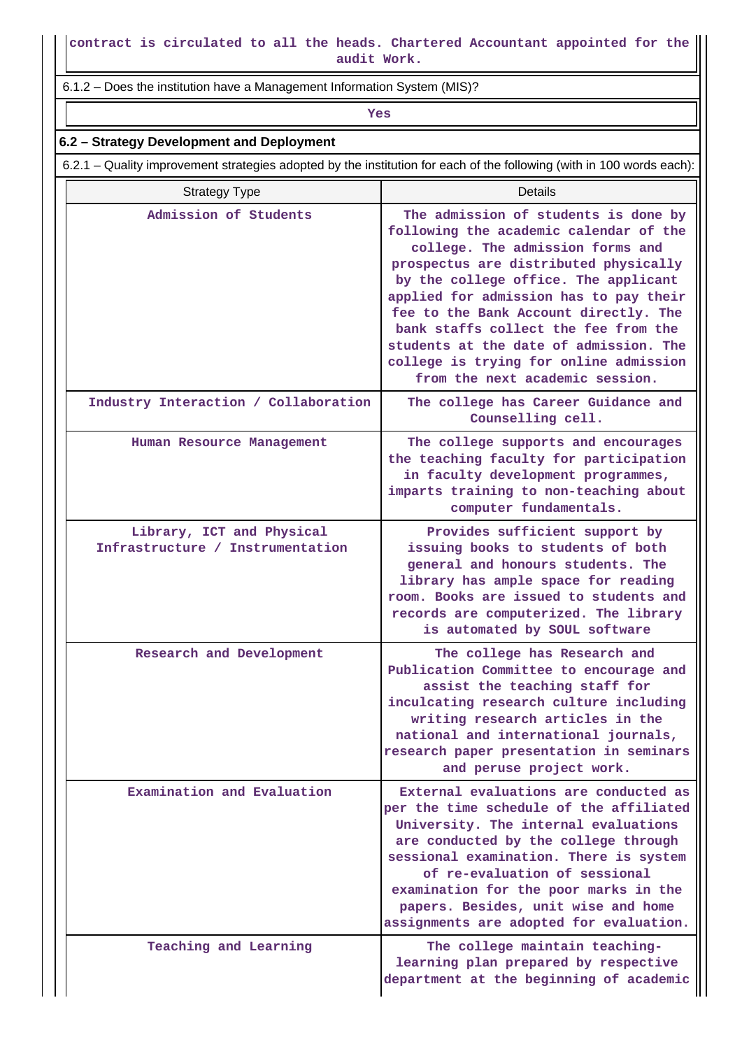contract is circulated to all the heads. Chartered Accountant appointed for the audit Work.

6.1.2 – Does the institution have a Management Information System (MIS)?

Yes

### 6.2 – Strategy Development and Deployment

6.2.1 – Quality improvement strategies adopted by the institution for each of the following (with in 100 words each):

| Strategy Type | Details |
|---|---|
| Admission of Students | The admission of students is done by following the academic calendar of the college. The admission forms and prospectus are distributed physically by the college office. The applicant applied for admission has to pay their fee to the Bank Account directly. The bank staffs collect the fee from the students at the date of admission. The college is trying for online admission from the next academic session. |
| Industry Interaction / Collaboration | The college has Career Guidance and Counselling cell. |
| Human Resource Management | The college supports and encourages the teaching faculty for participation in faculty development programmes, imparts training to non-teaching about computer fundamentals. |
| Library, ICT and Physical Infrastructure / Instrumentation | Provides sufficient support by issuing books to students of both general and honours students. The library has ample space for reading room. Books are issued to students and records are computerized. The library is automated by SOUL software |
| Research and Development | The college has Research and Publication Committee to encourage and assist the teaching staff for inculcating research culture including writing research articles in the national and international journals, research paper presentation in seminars and peruse project work. |
| Examination and Evaluation | External evaluations are conducted as per the time schedule of the affiliated University. The internal evaluations are conducted by the college through sessional examination. There is system of re-evaluation of sessional examination for the poor marks in the papers. Besides, unit wise and home assignments are adopted for evaluation. |
| Teaching and Learning | The college maintain teaching-learning plan prepared by respective department at the beginning of academic |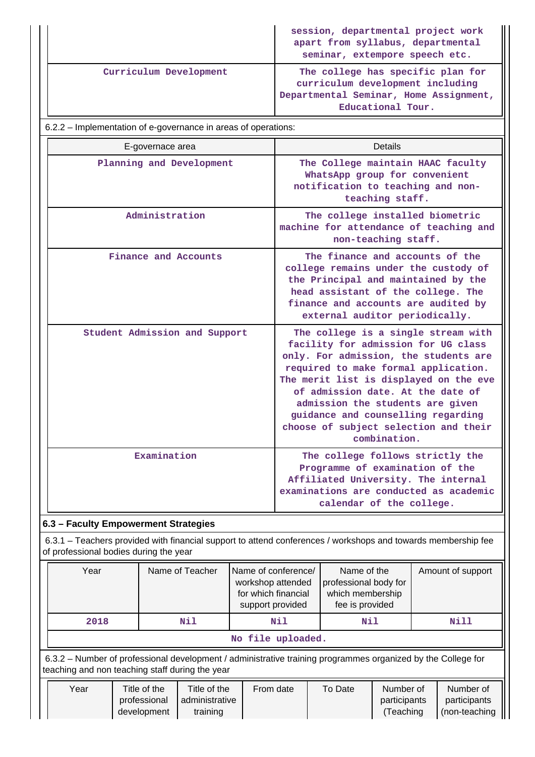| | |
|---|---|
| | session, departmental project work apart from syllabus, departmental seminar, extempore speech etc. |
| Curriculum Development | The college has specific plan for curriculum development including Departmental Seminar, Home Assignment, Educational Tour. |

6.2.2 – Implementation of e-governance in areas of operations:

| E-governace area | Details |
|---|---|
| Planning and Development | The College maintain HAAC faculty WhatsApp group for convenient notification to teaching and non-teaching staff. |
| Administration | The college installed biometric machine for attendance of teaching and non-teaching staff. |
| Finance and Accounts | The finance and accounts of the college remains under the custody of the Principal and maintained by the head assistant of the college. The finance and accounts are audited by external auditor periodically. |
| Student Admission and Support | The college is a single stream with facility for admission for UG class only. For admission, the students are required to make formal application. The merit list is displayed on the eve of admission date. At the date of admission the students are given guidance and counselling regarding choose of subject selection and their combination. |
| Examination | The college follows strictly the Programme of examination of the Affiliated University. The internal examinations are conducted as academic calendar of the college. |

**6.3 – Faculty Empowerment Strategies**

6.3.1 – Teachers provided with financial support to attend conferences / workshops and towards membership fee of professional bodies during the year

| Year | Name of Teacher | Name of conference/ workshop attended for which financial support provided | Name of the professional body for which membership fee is provided | Amount of support |
|---|---|---|---|---|
| 2018 | Nil | Nil | Nil | Nill |
| No file uploaded. | | | | |

6.3.2 – Number of professional development / administrative training programmes organized by the College for teaching and non teaching staff during the year

| Year | Title of the professional development | Title of the administrative training | From date | To Date | Number of participants (Teaching | Number of participants (non-teaching |
|---|---|---|---|---|---|---|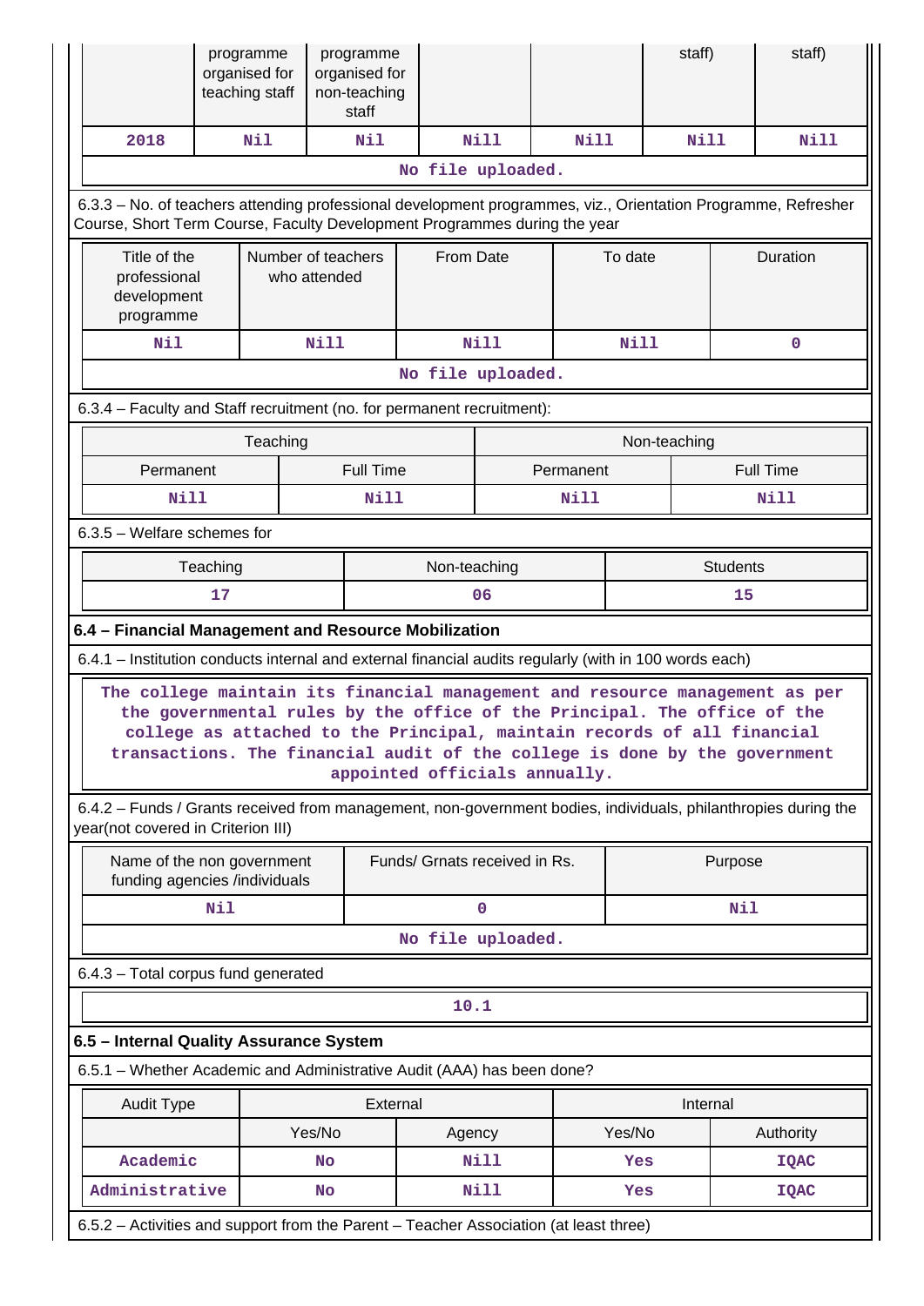| | programme organised for teaching staff | programme organised for non-teaching staff | | | staff) | staff) |
|---|---|---|---|---|---|---|
| 2018 | Nil | Nil | Nill | Nill | Nill | Nill |

No file uploaded.

6.3.3 – No. of teachers attending professional development programmes, viz., Orientation Programme, Refresher Course, Short Term Course, Faculty Development Programmes during the year

| Title of the professional development programme | Number of teachers who attended | From Date | To date | Duration |
|---|---|---|---|---|
| Nil | Nill | Nill | Nill | 0 |

No file uploaded.

6.3.4 – Faculty and Staff recruitment (no. for permanent recruitment):

| Teaching | | Non-teaching | |
|---|---|---|---|
| Permanent | Full Time | Permanent | Full Time |
| Nill | Nill | Nill | Nill |

6.3.5 – Welfare schemes for

| Teaching | Non-teaching | Students |
|---|---|---|
| 17 | 06 | 15 |

**6.4 – Financial Management and Resource Mobilization**

6.4.1 – Institution conducts internal and external financial audits regularly (with in 100 words each)

The college maintain its financial management and resource management as per the governmental rules by the office of the Principal. The office of the college as attached to the Principal, maintain records of all financial transactions. The financial audit of the college is done by the government appointed officials annually.

6.4.2 – Funds / Grants received from management, non-government bodies, individuals, philanthropies during the year(not covered in Criterion III)

| Name of the non government funding agencies /individuals | Funds/ Grnats received in Rs. | Purpose |
|---|---|---|
| Nil | 0 | Nil |

No file uploaded.

6.4.3 – Total corpus fund generated

10.1

**6.5 – Internal Quality Assurance System**

6.5.1 – Whether Academic and Administrative Audit (AAA) has been done?

| Audit Type | External | | Internal | |
|---|---|---|---|---|
| | Yes/No | Agency | Yes/No | Authority |
| Academic | No | Nill | Yes | IQAC |
| Administrative | No | Nill | Yes | IQAC |

6.5.2 – Activities and support from the Parent – Teacher Association (at least three)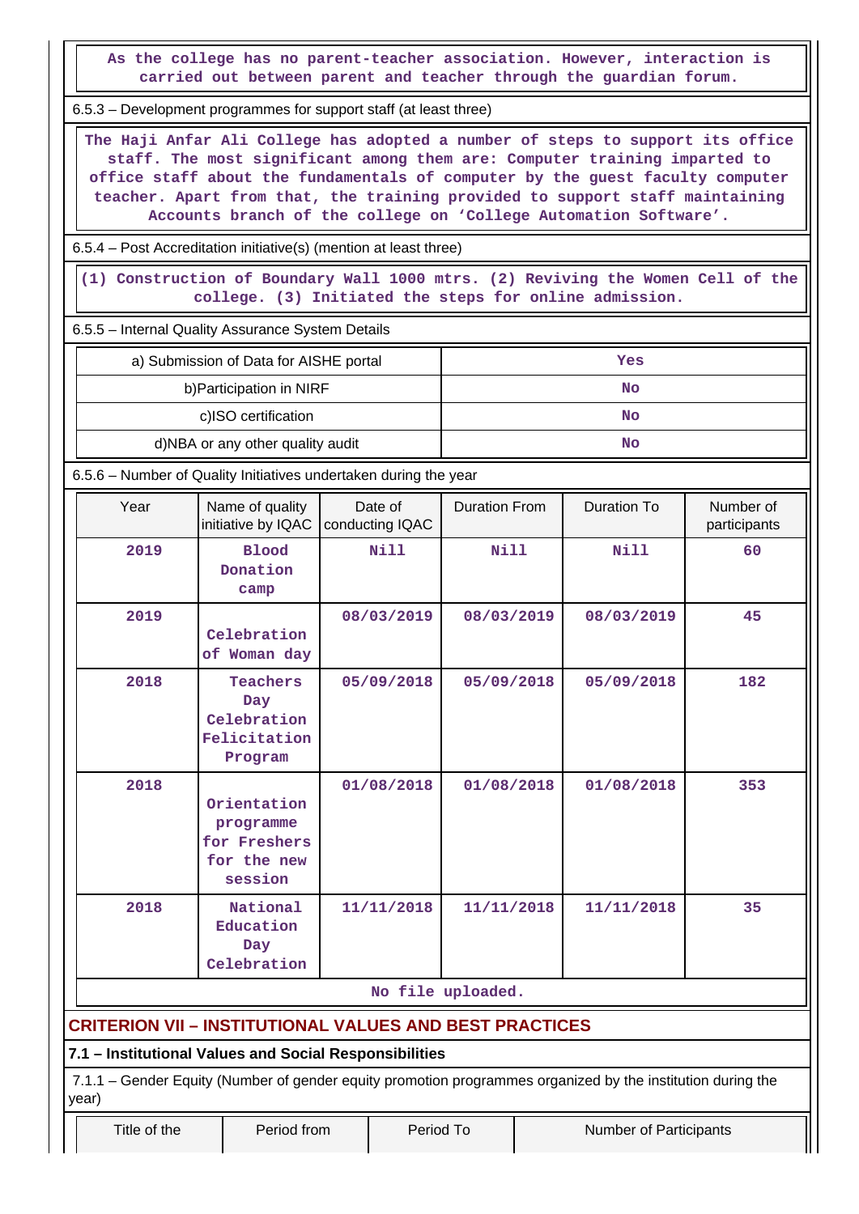As the college has no parent-teacher association. However, interaction is carried out between parent and teacher through the guardian forum.

6.5.3 – Development programmes for support staff (at least three)

The Haji Anfar Ali College has adopted a number of steps to support its office staff. The most significant among them are: Computer training imparted to office staff about the fundamentals of computer by the guest faculty computer teacher. Apart from that, the training provided to support staff maintaining Accounts branch of the college on 'College Automation Software'.

6.5.4 – Post Accreditation initiative(s) (mention at least three)

(1) Construction of Boundary Wall 1000 mtrs. (2) Reviving the Women Cell of the college. (3) Initiated the steps for online admission.

6.5.5 – Internal Quality Assurance System Details

| | |
|---|---|
| a) Submission of Data for AISHE portal | Yes |
| b)Participation in NIRF | No |
| c)ISO certification | No |
| d)NBA or any other quality audit | No |

6.5.6 – Number of Quality Initiatives undertaken during the year

| Year | Name of quality initiative by IQAC | Date of conducting IQAC | Duration From | Duration To | Number of participants |
|---|---|---|---|---|---|
| 2019 | Blood Donation camp | Nill | Nill | Nill | 60 |
| 2019 | Celebration of Woman day | 08/03/2019 | 08/03/2019 | 08/03/2019 | 45 |
| 2018 | Teachers Day Celebration Felicitation Program | 05/09/2018 | 05/09/2018 | 05/09/2018 | 182 |
| 2018 | Orientation programme for Freshers for the new session | 01/08/2018 | 01/08/2018 | 01/08/2018 | 353 |
| 2018 | National Education Day Celebration | 11/11/2018 | 11/11/2018 | 11/11/2018 | 35 |

No file uploaded.

## CRITERION VII – INSTITUTIONAL VALUES AND BEST PRACTICES

### 7.1 – Institutional Values and Social Responsibilities

7.1.1 – Gender Equity (Number of gender equity promotion programmes organized by the institution during the year)

| Title of the | Period from | Period To | Number of Participants |
|---|---|---|---|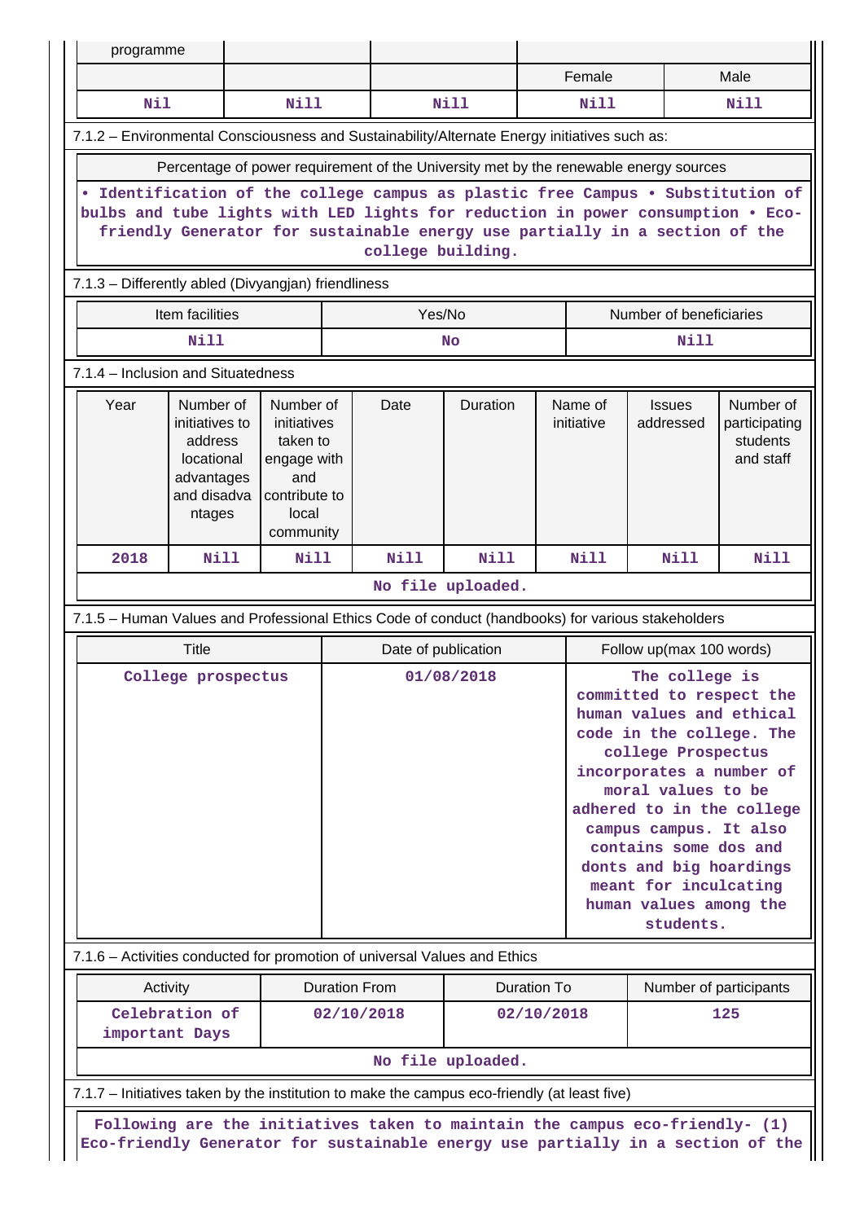| programme | | | | |
|---|---|---|---|---|
| | | | Female | Male |
| Nil | Nill | Nill | Nill | Nill |

7.1.2 – Environmental Consciousness and Sustainability/Alternate Energy initiatives such as:

| Percentage of power requirement of the University met by the renewable energy sources |
|---|
| • Identification of the college campus as plastic free Campus • Substitution of bulbs and tube lights with LED lights for reduction in power consumption • Eco-friendly Generator for sustainable energy use partially in a section of the college building. |

7.1.3 – Differently abled (Divyangjan) friendliness

| Item facilities | Yes/No | Number of beneficiaries |
|---|---|---|
| Nill | No | Nill |

7.1.4 – Inclusion and Situatedness

| Year | Number of initiatives to address locational advantages and disadvantages | Number of initiatives taken to engage with and contribute to local community | Date | Duration | Name of initiative | Issues addressed | Number of participating students and staff |
|---|---|---|---|---|---|---|---|
| 2018 | Nill | Nill | Nill | Nill | Nill | Nill | Nill |

No file uploaded.

7.1.5 – Human Values and Professional Ethics Code of conduct (handbooks) for various stakeholders

| Title | Date of publication | Follow up(max 100 words) |
|---|---|---|
| College prospectus | 01/08/2018 | The college is committed to respect the human values and ethical code in the college. The college Prospectus incorporates a number of moral values to be adhered to in the college campus campus. It also contains some dos and donts and big hoardings meant for inculcating human values among the students. |

7.1.6 – Activities conducted for promotion of universal Values and Ethics

| Activity | Duration From | Duration To | Number of participants |
|---|---|---|---|
| Celebration of important Days | 02/10/2018 | 02/10/2018 | 125 |

No file uploaded.

7.1.7 – Initiatives taken by the institution to make the campus eco-friendly (at least five)

Following are the initiatives taken to maintain the campus eco-friendly- (1) Eco-friendly Generator for sustainable energy use partially in a section of the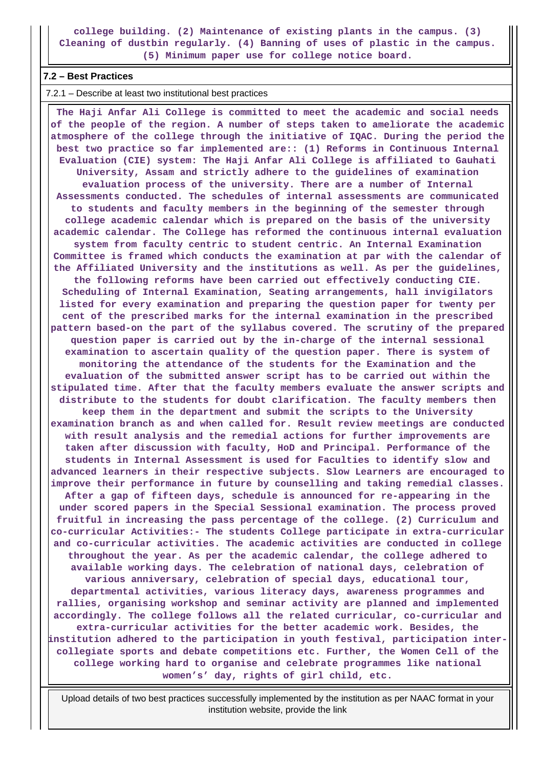**college building. (2) Maintenance of existing plants in the campus. (3) Cleaning of dustbin regularly. (4) Banning of uses of plastic in the campus. (5) Minimum paper use for college notice board.**

### 7.2 – Best Practices

7.2.1 – Describe at least two institutional best practices

**The Haji Anfar Ali College is committed to meet the academic and social needs of the people of the region. A number of steps taken to ameliorate the academic atmosphere of the college through the initiative of IQAC. During the period the best two practice so far implemented are:: (1) Reforms in Continuous Internal Evaluation (CIE) system: The Haji Anfar Ali College is affiliated to Gauhati University, Assam and strictly adhere to the guidelines of examination evaluation process of the university. There are a number of Internal Assessments conducted. The schedules of internal assessments are communicated to students and faculty members in the beginning of the semester through college academic calendar which is prepared on the basis of the university academic calendar. The College has reformed the continuous internal evaluation system from faculty centric to student centric. An Internal Examination Committee is framed which conducts the examination at par with the calendar of the Affiliated University and the institutions as well. As per the guidelines, the following reforms have been carried out effectively conducting CIE. Scheduling of Internal Examination, Seating arrangements, hall invigilators listed for every examination and preparing the question paper for twenty per cent of the prescribed marks for the internal examination in the prescribed pattern based-on the part of the syllabus covered. The scrutiny of the prepared question paper is carried out by the in-charge of the internal sessional examination to ascertain quality of the question paper. There is system of monitoring the attendance of the students for the Examination and the evaluation of the submitted answer script has to be carried out within the stipulated time. After that the faculty members evaluate the answer scripts and distribute to the students for doubt clarification. The faculty members then keep them in the department and submit the scripts to the University examination branch as and when called for. Result review meetings are conducted with result analysis and the remedial actions for further improvements are taken after discussion with faculty, HoD and Principal. Performance of the students in Internal Assessment is used for Faculties to identify slow and advanced learners in their respective subjects. Slow Learners are encouraged to improve their performance in future by counselling and taking remedial classes. After a gap of fifteen days, schedule is announced for re-appearing in the under scored papers in the Special Sessional examination. The process proved fruitful in increasing the pass percentage of the college. (2) Curriculum and co-curricular Activities:- The students College participate in extra-curricular and co-curricular activities. The academic activities are conducted in college throughout the year. As per the academic calendar, the college adhered to available working days. The celebration of national days, celebration of various anniversary, celebration of special days, educational tour, departmental activities, various literacy days, awareness programmes and rallies, organising workshop and seminar activity are planned and implemented accordingly. The college follows all the related curricular, co-curricular and extra-curricular activities for the better academic work. Besides, the institution adhered to the participation in youth festival, participation inter-collegiate sports and debate competitions etc. Further, the Women Cell of the college working hard to organise and celebrate programmes like national women's' day, rights of girl child, etc.**

Upload details of two best practices successfully implemented by the institution as per NAAC format in your institution website, provide the link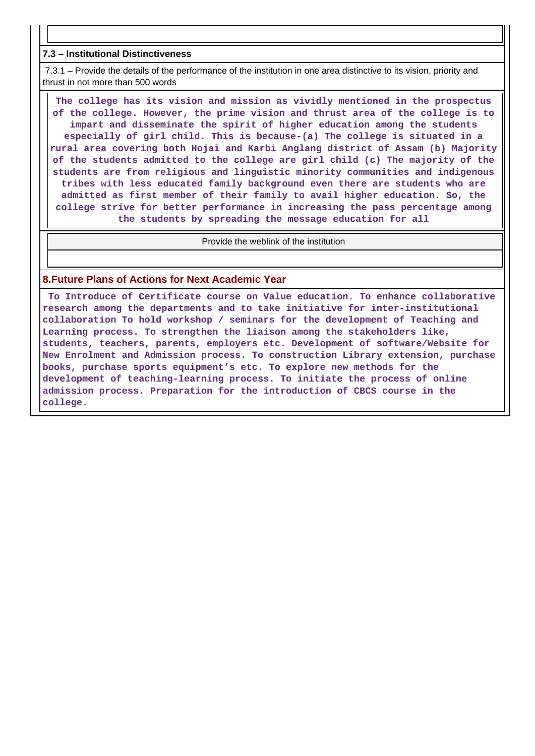**7.3 – Institutional Distinctiveness**

7.3.1 – Provide the details of the performance of the institution in one area distinctive to its vision, priority and thrust in not more than 500 words

**The college has its vision and mission as vividly mentioned in the prospectus of the college. However, the prime vision and thrust area of the college is to impart and disseminate the spirit of higher education among the students especially of girl child. This is because-(a) The college is situated in a rural area covering both Hojai and Karbi Anglang district of Assam (b) Majority of the students admitted to the college are girl child (c) The majority of the students are from religious and linguistic minority communities and indigenous tribes with less educated family background even there are students who are admitted as first member of their family to avail higher education. So, the college strive for better performance in increasing the pass percentage among the students by spreading the message education for all**

Provide the weblink of the institution

## 8.Future Plans of Actions for Next Academic Year

**To Introduce of Certificate course on Value education. To enhance collaborative research among the departments and to take initiative for inter-institutional collaboration To hold workshop / seminars for the development of Teaching and Learning process. To strengthen the liaison among the stakeholders like, students, teachers, parents, employers etc. Development of software/Website for New Enrolment and Admission process. To construction Library extension, purchase books, purchase sports equipment's etc. To explore new methods for the development of teaching-learning process. To initiate the process of online admission process. Preparation for the introduction of CBCS course in the college.**